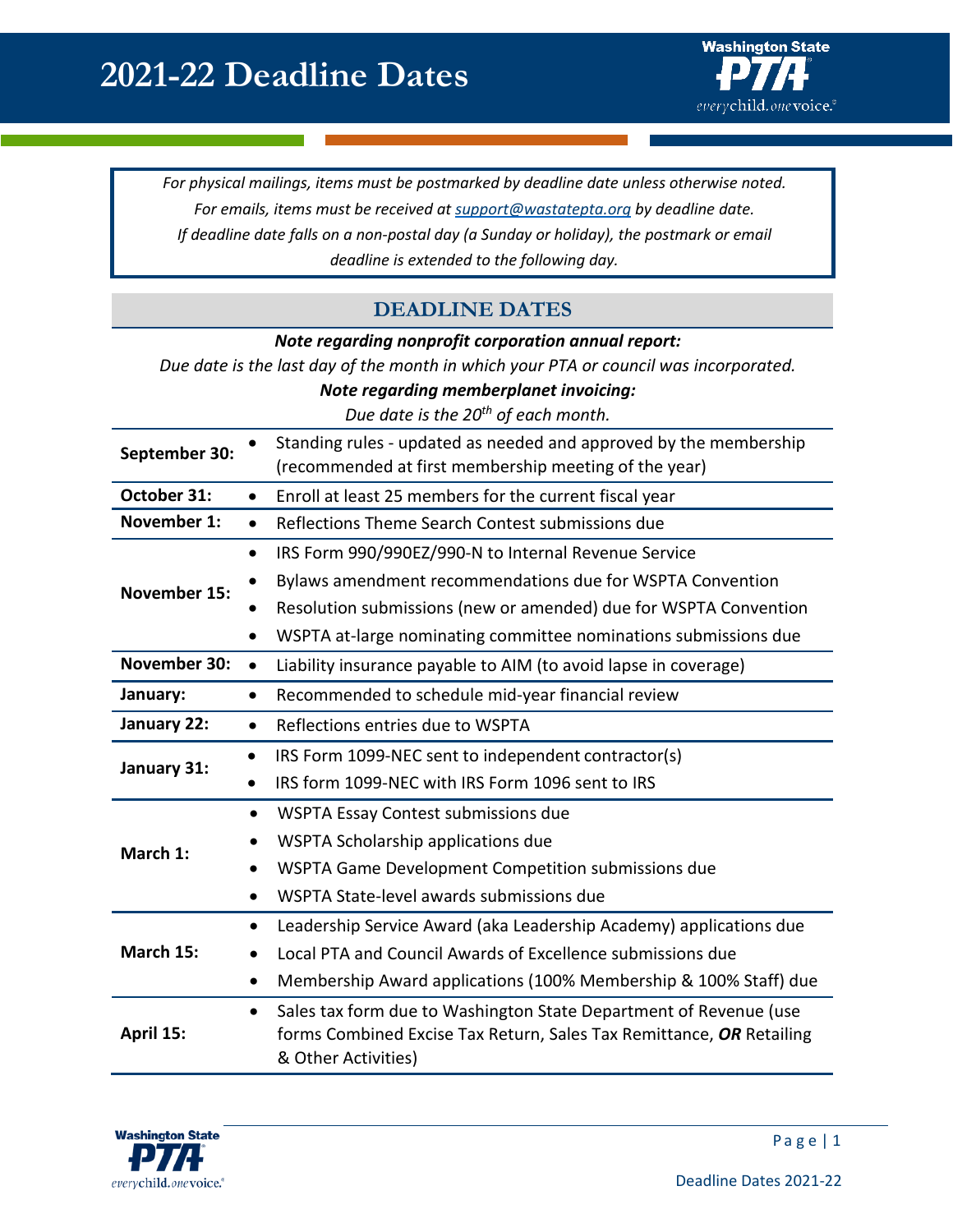# 2021-22 Deadline Dates

*For physical mailings, items must be postmarked by deadline date unless otherwise noted.*
*For emails, items must be received at support@wastatepta.org by deadline date.*
*If deadline date falls on a non-postal day (a Sunday or holiday), the postmark or email deadline is extended to the following day.*

## DEADLINE DATES

***Note regarding nonprofit corporation annual report:***
*Due date is the last day of the month in which your PTA or council was incorporated.*
***Note regarding memberplanet invoicing:***
*Due date is the 20th of each month.*

| Date | Deadline |
|---|---|
| **September 30:** | • Standing rules - updated as needed and approved by the membership (recommended at first membership meeting of the year) |
| **October 31:** | • Enroll at least 25 members for the current fiscal year |
| **November 1:** | • Reflections Theme Search Contest submissions due |
| **November 15:** | • IRS Form 990/990EZ/990-N to Internal Revenue Service<br>• Bylaws amendment recommendations due for WSPTA Convention<br>• Resolution submissions (new or amended) due for WSPTA Convention<br>• WSPTA at-large nominating committee nominations submissions due |
| **November 30:** | • Liability insurance payable to AIM (to avoid lapse in coverage) |
| **January:** | • Recommended to schedule mid-year financial review |
| **January 22:** | • Reflections entries due to WSPTA |
| **January 31:** | • IRS Form 1099-NEC sent to independent contractor(s)<br>• IRS form 1099-NEC with IRS Form 1096 sent to IRS |
| **March 1:** | • WSPTA Essay Contest submissions due<br>• WSPTA Scholarship applications due<br>• WSPTA Game Development Competition submissions due<br>• WSPTA State-level awards submissions due |
| **March 15:** | • Leadership Service Award (aka Leadership Academy) applications due<br>• Local PTA and Council Awards of Excellence submissions due<br>• Membership Award applications (100% Membership & 100% Staff) due |
| **April 15:** | • Sales tax form due to Washington State Department of Revenue (use forms Combined Excise Tax Return, Sales Tax Remittance, ***OR*** Retailing & Other Activities) |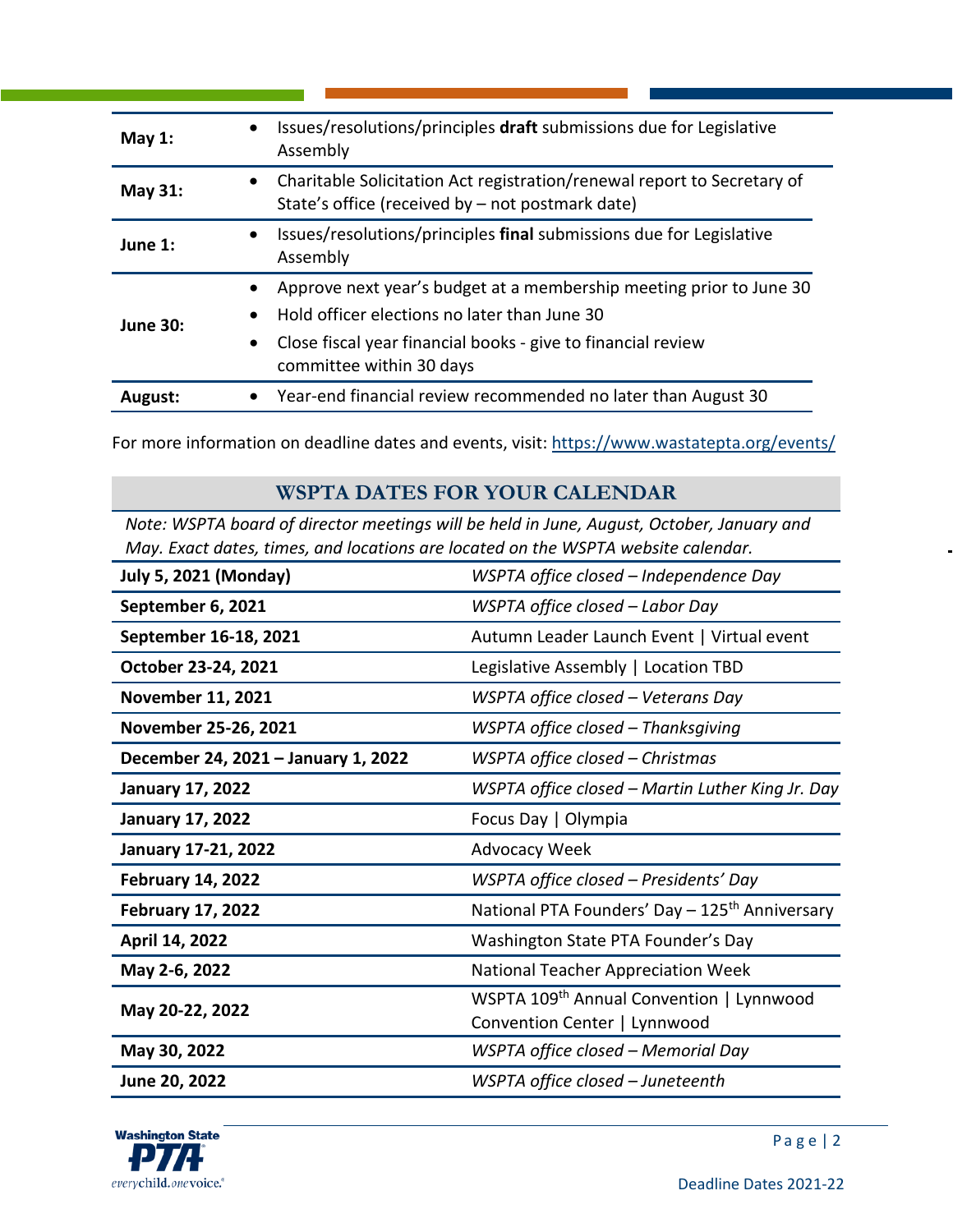| | |
|---|---|
| **May 1:** | • Issues/resolutions/principles **draft** submissions due for Legislative Assembly |
| **May 31:** | • Charitable Solicitation Act registration/renewal report to Secretary of State's office (received by – not postmark date) |
| **June 1:** | • Issues/resolutions/principles **final** submissions due for Legislative Assembly |
| **June 30:** | • Approve next year's budget at a membership meeting prior to June 30<br>• Hold officer elections no later than June 30<br>• Close fiscal year financial books - give to financial review committee within 30 days |
| **August:** | • Year-end financial review recommended no later than August 30 |

For more information on deadline dates and events, visit: https://www.wastatepta.org/events/

## WSPTA DATES FOR YOUR CALENDAR

*Note: WSPTA board of director meetings will be held in June, August, October, January and May. Exact dates, times, and locations are located on the WSPTA website calendar.*

| | |
|---|---|
| **July 5, 2021 (Monday)** | *WSPTA office closed – Independence Day* |
| **September 6, 2021** | *WSPTA office closed – Labor Day* |
| **September 16-18, 2021** | Autumn Leader Launch Event \| Virtual event |
| **October 23-24, 2021** | Legislative Assembly \| Location TBD |
| **November 11, 2021** | *WSPTA office closed – Veterans Day* |
| **November 25-26, 2021** | *WSPTA office closed – Thanksgiving* |
| **December 24, 2021 – January 1, 2022** | *WSPTA office closed – Christmas* |
| **January 17, 2022** | *WSPTA office closed – Martin Luther King Jr. Day* |
| **January 17, 2022** | Focus Day \| Olympia |
| **January 17-21, 2022** | Advocacy Week |
| **February 14, 2022** | *WSPTA office closed – Presidents' Day* |
| **February 17, 2022** | National PTA Founders' Day – 125th Anniversary |
| **April 14, 2022** | Washington State PTA Founder's Day |
| **May 2-6, 2022** | National Teacher Appreciation Week |
| **May 20-22, 2022** | WSPTA 109th Annual Convention \| Lynnwood Convention Center \| Lynnwood |
| **May 30, 2022** | *WSPTA office closed – Memorial Day* |
| **June 20, 2022** | *WSPTA office closed – Juneteenth* |